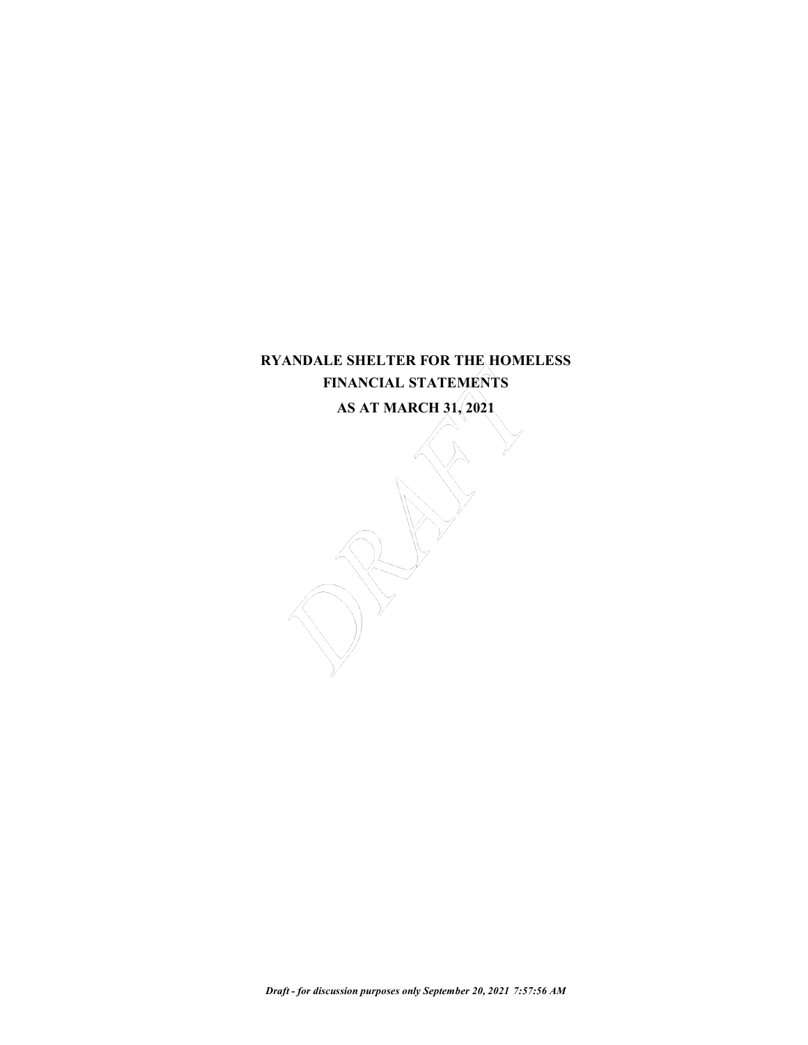# RYANDALE SHELTER FOR THE HOMELESS

## FINANCIAL STATEMENTS

## AS AT MARCH 31, 2021

*Draft - for discussion purposes only September 20, 2021 7:57:56 AM*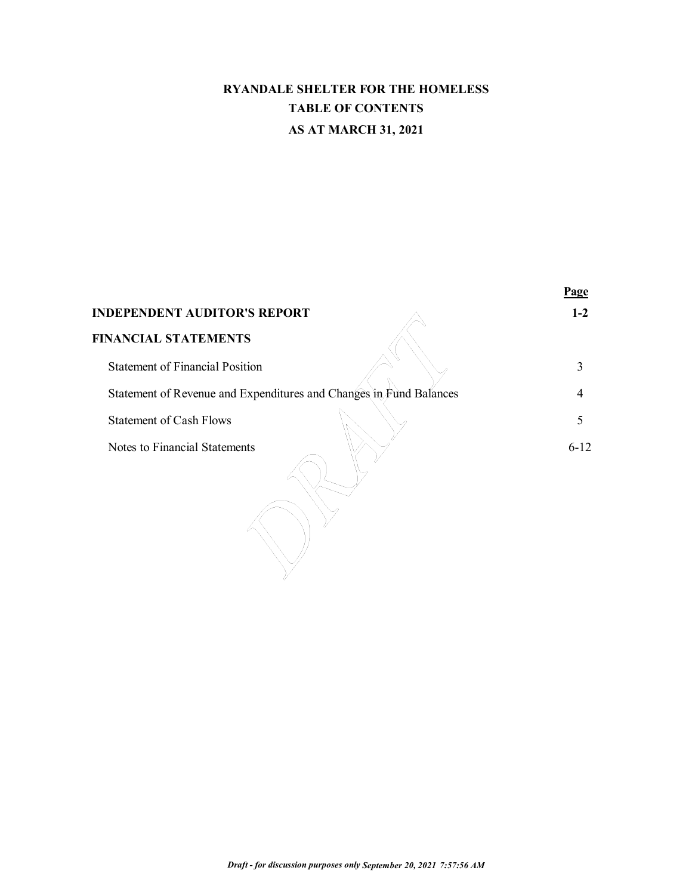# RYANDALE SHELTER FOR THE HOMELESS
## TABLE OF CONTENTS
### AS AT MARCH 31, 2021

| | Page |
|---|---|
| **INDEPENDENT AUDITOR'S REPORT** | **1-2** |
| **FINANCIAL STATEMENTS** | |
| Statement of Financial Position | 3 |
| Statement of Revenue and Expenditures and Changes in Fund Balances | 4 |
| Statement of Cash Flows | 5 |
| Notes to Financial Statements | 6-12 |

*Draft - for discussion purposes only September 20, 2021 7:57:56 AM*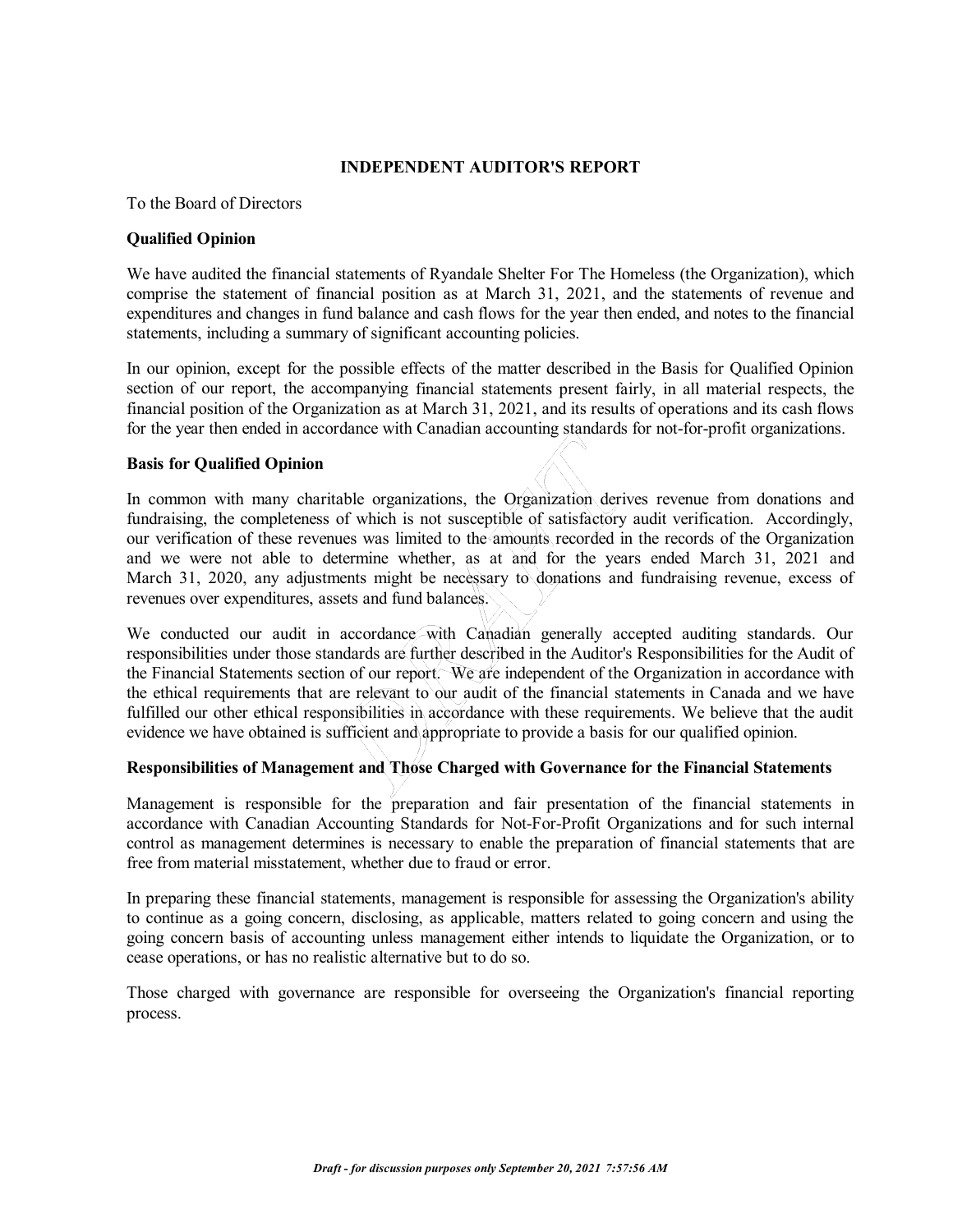## INDEPENDENT AUDITOR'S REPORT

To the Board of Directors

### Qualified Opinion

We have audited the financial statements of Ryandale Shelter For The Homeless (the Organization), which comprise the statement of financial position as at March 31, 2021, and the statements of revenue and expenditures and changes in fund balance and cash flows for the year then ended, and notes to the financial statements, including a summary of significant accounting policies.

In our opinion, except for the possible effects of the matter described in the Basis for Qualified Opinion section of our report, the accompanying financial statements present fairly, in all material respects, the financial position of the Organization as at March 31, 2021, and its results of operations and its cash flows for the year then ended in accordance with Canadian accounting standards for not-for-profit organizations.

### Basis for Qualified Opinion

In common with many charitable organizations, the Organization derives revenue from donations and fundraising, the completeness of which is not susceptible of satisfactory audit verification. Accordingly, our verification of these revenues was limited to the amounts recorded in the records of the Organization and we were not able to determine whether, as at and for the years ended March 31, 2021 and March 31, 2020, any adjustments might be necessary to donations and fundraising revenue, excess of revenues over expenditures, assets and fund balances.

We conducted our audit in accordance with Canadian generally accepted auditing standards. Our responsibilities under those standards are further described in the Auditor's Responsibilities for the Audit of the Financial Statements section of our report. We are independent of the Organization in accordance with the ethical requirements that are relevant to our audit of the financial statements in Canada and we have fulfilled our other ethical responsibilities in accordance with these requirements. We believe that the audit evidence we have obtained is sufficient and appropriate to provide a basis for our qualified opinion.

### Responsibilities of Management and Those Charged with Governance for the Financial Statements

Management is responsible for the preparation and fair presentation of the financial statements in accordance with Canadian Accounting Standards for Not-For-Profit Organizations and for such internal control as management determines is necessary to enable the preparation of financial statements that are free from material misstatement, whether due to fraud or error.

In preparing these financial statements, management is responsible for assessing the Organization's ability to continue as a going concern, disclosing, as applicable, matters related to going concern and using the going concern basis of accounting unless management either intends to liquidate the Organization, or to cease operations, or has no realistic alternative but to do so.

Those charged with governance are responsible for overseeing the Organization's financial reporting process.

***Draft - for discussion purposes only September 20, 2021 7:57:56 AM***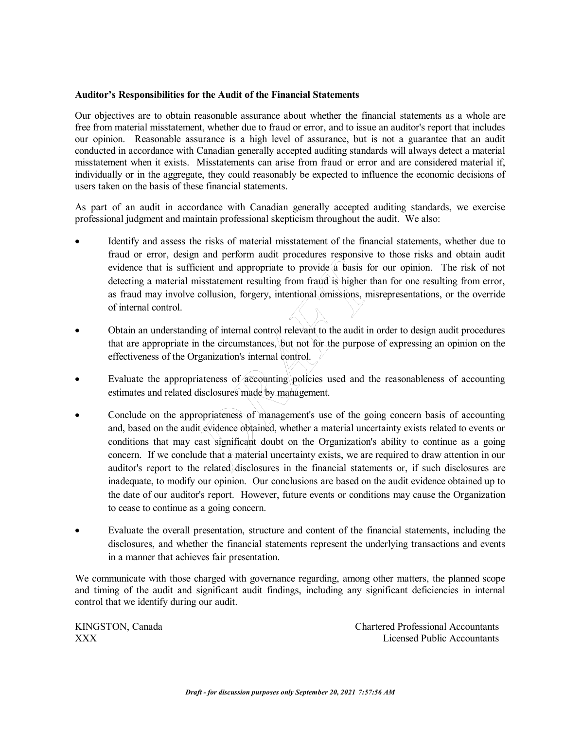**Auditor's Responsibilities for the Audit of the Financial Statements**

Our objectives are to obtain reasonable assurance about whether the financial statements as a whole are free from material misstatement, whether due to fraud or error, and to issue an auditor's report that includes our opinion. Reasonable assurance is a high level of assurance, but is not a guarantee that an audit conducted in accordance with Canadian generally accepted auditing standards will always detect a material misstatement when it exists. Misstatements can arise from fraud or error and are considered material if, individually or in the aggregate, they could reasonably be expected to influence the economic decisions of users taken on the basis of these financial statements.

As part of an audit in accordance with Canadian generally accepted auditing standards, we exercise professional judgment and maintain professional skepticism throughout the audit. We also:

- Identify and assess the risks of material misstatement of the financial statements, whether due to fraud or error, design and perform audit procedures responsive to those risks and obtain audit evidence that is sufficient and appropriate to provide a basis for our opinion. The risk of not detecting a material misstatement resulting from fraud is higher than for one resulting from error, as fraud may involve collusion, forgery, intentional omissions, misrepresentations, or the override of internal control.

- Obtain an understanding of internal control relevant to the audit in order to design audit procedures that are appropriate in the circumstances, but not for the purpose of expressing an opinion on the effectiveness of the Organization's internal control.

- Evaluate the appropriateness of accounting policies used and the reasonableness of accounting estimates and related disclosures made by management.

- Conclude on the appropriateness of management's use of the going concern basis of accounting and, based on the audit evidence obtained, whether a material uncertainty exists related to events or conditions that may cast significant doubt on the Organization's ability to continue as a going concern. If we conclude that a material uncertainty exists, we are required to draw attention in our auditor's report to the related disclosures in the financial statements or, if such disclosures are inadequate, to modify our opinion. Our conclusions are based on the audit evidence obtained up to the date of our auditor's report. However, future events or conditions may cause the Organization to cease to continue as a going concern.

- Evaluate the overall presentation, structure and content of the financial statements, including the disclosures, and whether the financial statements represent the underlying transactions and events in a manner that achieves fair presentation.

We communicate with those charged with governance regarding, among other matters, the planned scope and timing of the audit and significant audit findings, including any significant deficiencies in internal control that we identify during our audit.

KINGSTON, Canada
XXX

Chartered Professional Accountants
Licensed Public Accountants

*Draft - for discussion purposes only September 20, 2021 7:57:56 AM*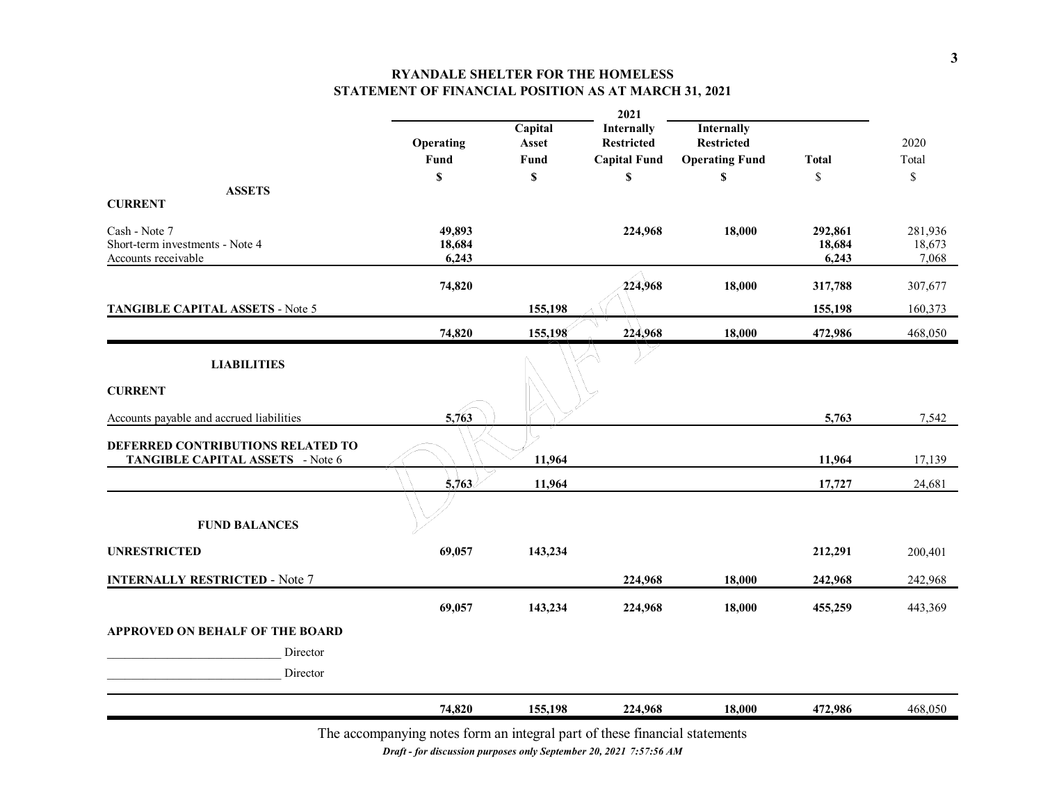# RYANDALE SHELTER FOR THE HOMELESS
## STATEMENT OF FINANCIAL POSITION AS AT MARCH 31, 2021

| | 2021 | | | | | |
|---|---|---|---|---|---|---|
| | **Operating Fund** | **Capital Asset Fund** | **Internally Restricted Capital Fund** | **Internally Restricted Operating Fund** | **Total** | 2020 Total |
| | **$** | **$** | **$** | **$** | $ | $ |
| **ASSETS** | | | | | | |
| **CURRENT** | | | | | | |
| Cash - Note 7 | **49,893** | | **224,968** | **18,000** | **292,861** | 281,936 |
| Short-term investments - Note 4 | **18,684** | | | | **18,684** | 18,673 |
| Accounts receivable | **6,243** | | | | **6,243** | 7,068 |
| | **74,820** | | **224,968** | **18,000** | **317,788** | 307,677 |
| **TANGIBLE CAPITAL ASSETS** - Note 5 | | **155,198** | | | **155,198** | 160,373 |
| | **74,820** | **155,198** | **224,968** | **18,000** | **472,986** | 468,050 |
| **LIABILITIES** | | | | | | |
| **CURRENT** | | | | | | |
| Accounts payable and accrued liabilities | **5,763** | | | | **5,763** | 7,542 |
| **DEFERRED CONTRIBUTIONS RELATED TO TANGIBLE CAPITAL ASSETS** - Note 6 | | **11,964** | | | **11,964** | 17,139 |
| | **5,763** | **11,964** | | | **17,727** | 24,681 |
| **FUND BALANCES** | | | | | | |
| **UNRESTRICTED** | **69,057** | **143,234** | | | **212,291** | 200,401 |
| **INTERNALLY RESTRICTED** - Note 7 | | | **224,968** | **18,000** | **242,968** | 242,968 |
| | **69,057** | **143,234** | **224,968** | **18,000** | **455,259** | 443,369 |
| | **74,820** | **155,198** | **224,968** | **18,000** | **472,986** | 468,050 |

**APPROVED ON BEHALF OF THE BOARD**

_____________________________ Director

_____________________________ Director

The accompanying notes form an integral part of these financial statements

***Draft - for discussion purposes only September 20, 2021 7:57:56 AM***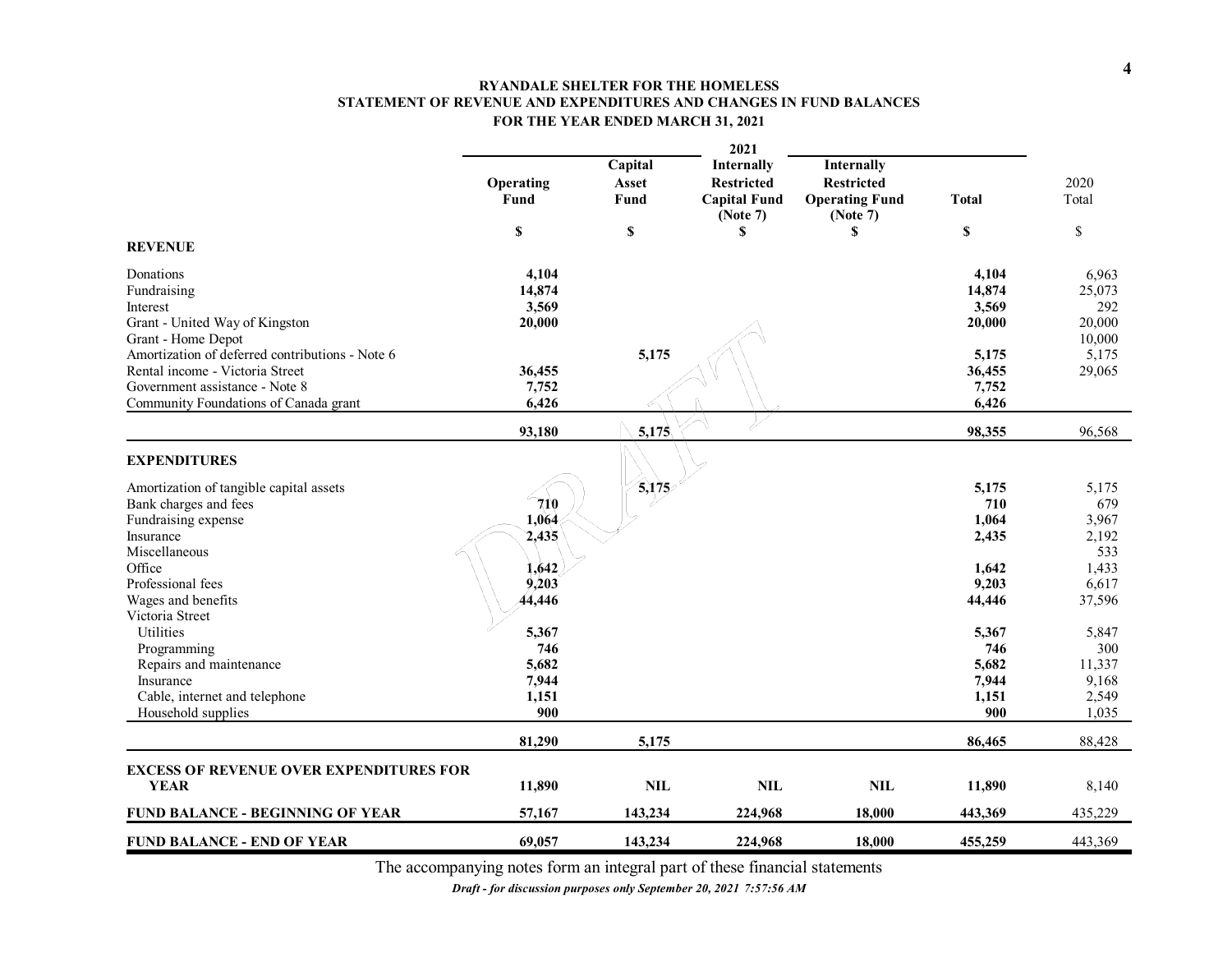**RYANDALE SHELTER FOR THE HOMELESS**
**STATEMENT OF REVENUE AND EXPENDITURES AND CHANGES IN FUND BALANCES**
**FOR THE YEAR ENDED MARCH 31, 2021**

| | 2021 | | | | | |
|---|---|---|---|---|---|---|
| | **Operating Fund** | **Capital Asset Fund** | **Internally Restricted Capital Fund (Note 7)** | **Internally Restricted Operating Fund (Note 7)** | **Total** | 2020 Total |
| | **$** | **$** | **$** | **$** | **$** | $ |
| **REVENUE** | | | | | | |
| Donations | **4,104** | | | | **4,104** | 6,963 |
| Fundraising | **14,874** | | | | **14,874** | 25,073 |
| Interest | **3,569** | | | | **3,569** | 292 |
| Grant - United Way of Kingston | **20,000** | | | | **20,000** | 20,000 |
| Grant - Home Depot | | | | | | 10,000 |
| Amortization of deferred contributions - Note 6 | | **5,175** | | | **5,175** | 5,175 |
| Rental income - Victoria Street | **36,455** | | | | **36,455** | 29,065 |
| Government assistance - Note 8 | **7,752** | | | | **7,752** | |
| Community Foundations of Canada grant | **6,426** | | | | **6,426** | |
| | **93,180** | **5,175** | | | **98,355** | 96,568 |
| **EXPENDITURES** | | | | | | |
| Amortization of tangible capital assets | | **5,175** | | | **5,175** | 5,175 |
| Bank charges and fees | **710** | | | | **710** | 679 |
| Fundraising expense | **1,064** | | | | **1,064** | 3,967 |
| Insurance | **2,435** | | | | **2,435** | 2,192 |
| Miscellaneous | | | | | | 533 |
| Office | **1,642** | | | | **1,642** | 1,433 |
| Professional fees | **9,203** | | | | **9,203** | 6,617 |
| Wages and benefits | **44,446** | | | | **44,446** | 37,596 |
| Victoria Street | | | | | | |
| Utilities | **5,367** | | | | **5,367** | 5,847 |
| Programming | **746** | | | | **746** | 300 |
| Repairs and maintenance | **5,682** | | | | **5,682** | 11,337 |
| Insurance | **7,944** | | | | **7,944** | 9,168 |
| Cable, internet and telephone | **1,151** | | | | **1,151** | 2,549 |
| Household supplies | **900** | | | | **900** | 1,035 |
| | **81,290** | **5,175** | | | **86,465** | 88,428 |
| **EXCESS OF REVENUE OVER EXPENDITURES FOR YEAR** | **11,890** | **NIL** | **NIL** | **NIL** | **11,890** | 8,140 |
| **FUND BALANCE - BEGINNING OF YEAR** | **57,167** | **143,234** | **224,968** | **18,000** | **443,369** | 435,229 |
| **FUND BALANCE - END OF YEAR** | **69,057** | **143,234** | **224,968** | **18,000** | **455,259** | 443,369 |

The accompanying notes form an integral part of these financial statements

*Draft - for discussion purposes only September 20, 2021 7:57:56 AM*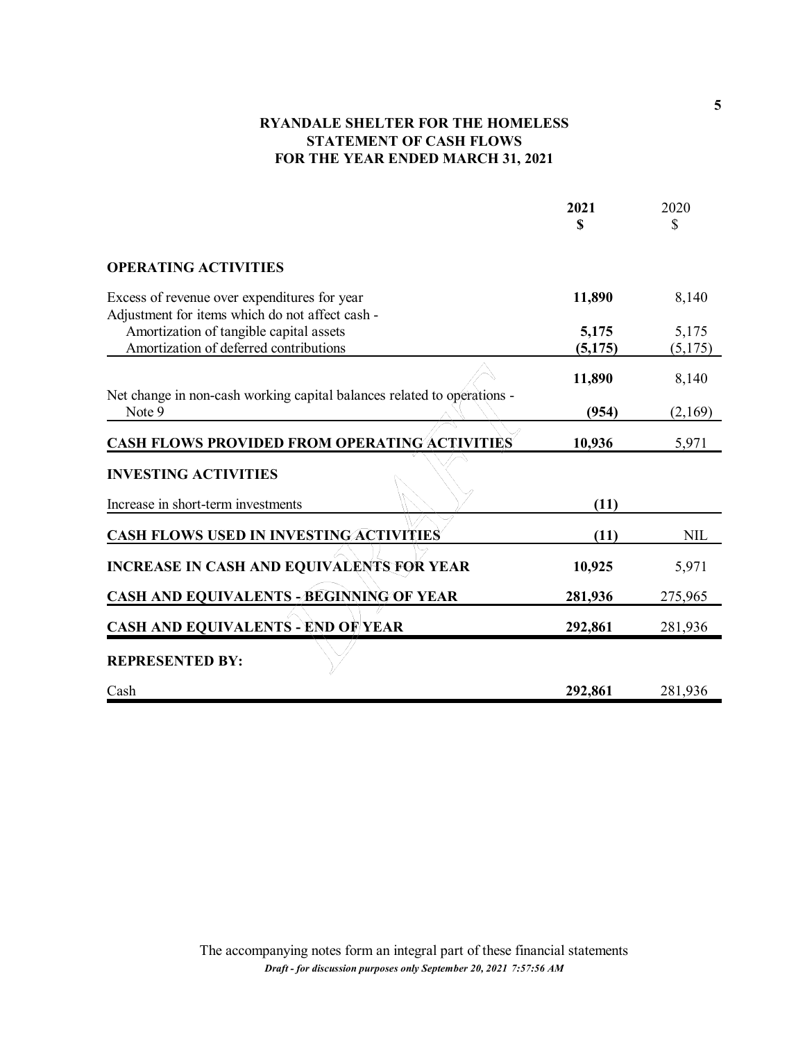# RYANDALE SHELTER FOR THE HOMELESS
## STATEMENT OF CASH FLOWS
## FOR THE YEAR ENDED MARCH 31, 2021

| | **2021** **$** | 2020 $ |
|---|---|---|
| **OPERATING ACTIVITIES** | | |
| Excess of revenue over expenditures for year | **11,890** | 8,140 |
| Adjustment for items which do not affect cash - | | |
| Amortization of tangible capital assets | **5,175** | 5,175 |
| Amortization of deferred contributions | **(5,175)** | (5,175) |
| | **11,890** | 8,140 |
| Net change in non-cash working capital balances related to operations - Note 9 | **(954)** | (2,169) |
| **CASH FLOWS PROVIDED FROM OPERATING ACTIVITIES** | **10,936** | 5,971 |
| **INVESTING ACTIVITIES** | | |
| Increase in short-term investments | **(11)** | |
| **CASH FLOWS USED IN INVESTING ACTIVITIES** | **(11)** | NIL |
| **INCREASE IN CASH AND EQUIVALENTS FOR YEAR** | **10,925** | 5,971 |
| **CASH AND EQUIVALENTS - BEGINNING OF YEAR** | **281,936** | 275,965 |
| **CASH AND EQUIVALENTS - END OF YEAR** | **292,861** | 281,936 |
| **REPRESENTED BY:** | | |
| Cash | **292,861** | 281,936 |

The accompanying notes form an integral part of these financial statements

*Draft - for discussion purposes only September 20, 2021 7:57:56 AM*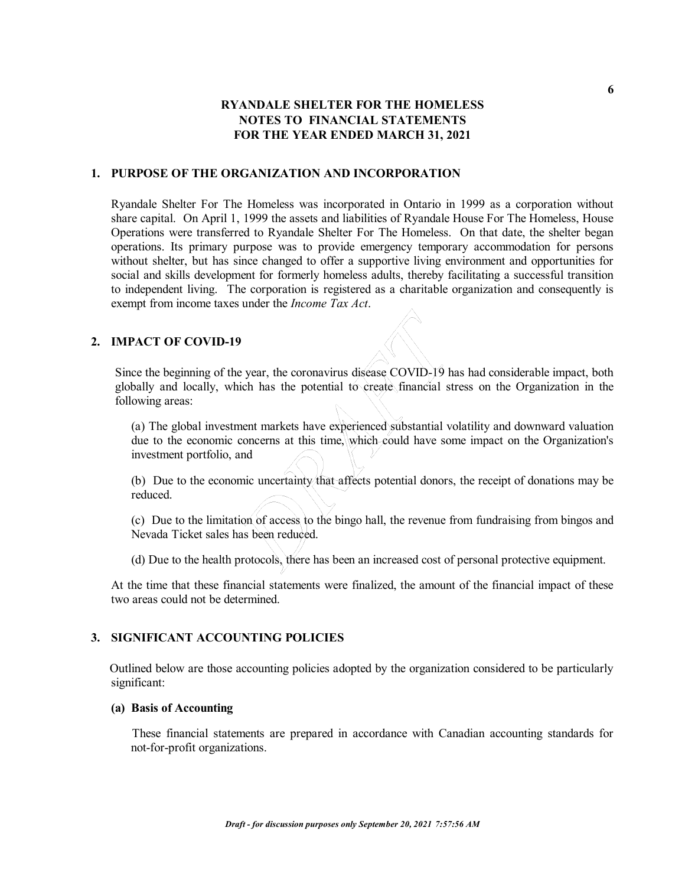# RYANDALE SHELTER FOR THE HOMELESS
## NOTES TO FINANCIAL STATEMENTS
## FOR THE YEAR ENDED MARCH 31, 2021

### 1. PURPOSE OF THE ORGANIZATION AND INCORPORATION

Ryandale Shelter For The Homeless was incorporated in Ontario in 1999 as a corporation without share capital. On April 1, 1999 the assets and liabilities of Ryandale House For The Homeless, House Operations were transferred to Ryandale Shelter For The Homeless. On that date, the shelter began operations. Its primary purpose was to provide emergency temporary accommodation for persons without shelter, but has since changed to offer a supportive living environment and opportunities for social and skills development for formerly homeless adults, thereby facilitating a successful transition to independent living. The corporation is registered as a charitable organization and consequently is exempt from income taxes under the *Income Tax Act*.

### 2. IMPACT OF COVID-19

Since the beginning of the year, the coronavirus disease COVID-19 has had considerable impact, both globally and locally, which has the potential to create financial stress on the Organization in the following areas:

(a) The global investment markets have experienced substantial volatility and downward valuation due to the economic concerns at this time, which could have some impact on the Organization's investment portfolio, and

(b) Due to the economic uncertainty that affects potential donors, the receipt of donations may be reduced.

(c) Due to the limitation of access to the bingo hall, the revenue from fundraising from bingos and Nevada Ticket sales has been reduced.

(d) Due to the health protocols, there has been an increased cost of personal protective equipment.

At the time that these financial statements were finalized, the amount of the financial impact of these two areas could not be determined.

### 3. SIGNIFICANT ACCOUNTING POLICIES

Outlined below are those accounting policies adopted by the organization considered to be particularly significant:

**(a) Basis of Accounting**

These financial statements are prepared in accordance with Canadian accounting standards for not-for-profit organizations.

*Draft - for discussion purposes only September 20, 2021 7:57:56 AM*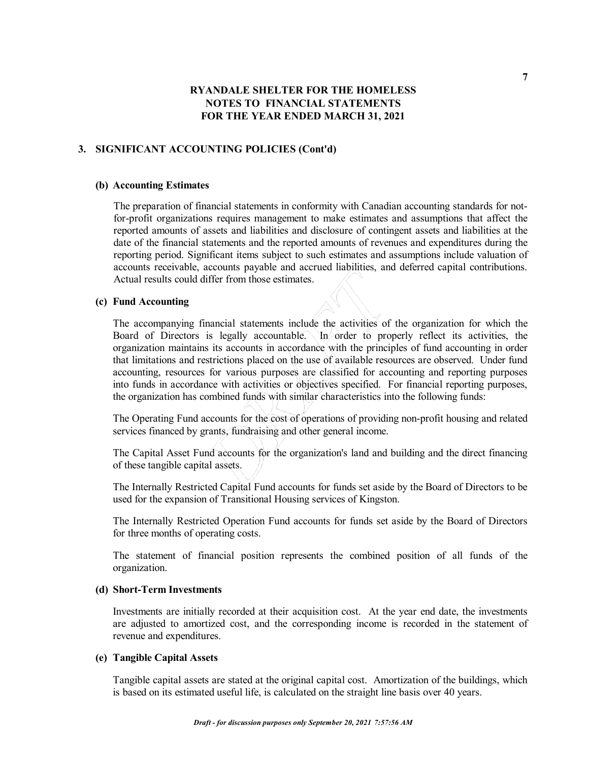# RYANDALE SHELTER FOR THE HOMELESS
## NOTES TO FINANCIAL STATEMENTS
## FOR THE YEAR ENDED MARCH 31, 2021

### 3. SIGNIFICANT ACCOUNTING POLICIES (Cont'd)

**(b) Accounting Estimates**

The preparation of financial statements in conformity with Canadian accounting standards for not-for-profit organizations requires management to make estimates and assumptions that affect the reported amounts of assets and liabilities and disclosure of contingent assets and liabilities at the date of the financial statements and the reported amounts of revenues and expenditures during the reporting period. Significant items subject to such estimates and assumptions include valuation of accounts receivable, accounts payable and accrued liabilities, and deferred capital contributions. Actual results could differ from those estimates.

**(c) Fund Accounting**

The accompanying financial statements include the activities of the organization for which the Board of Directors is legally accountable. In order to properly reflect its activities, the organization maintains its accounts in accordance with the principles of fund accounting in order that limitations and restrictions placed on the use of available resources are observed. Under fund accounting, resources for various purposes are classified for accounting and reporting purposes into funds in accordance with activities or objectives specified. For financial reporting purposes, the organization has combined funds with similar characteristics into the following funds:

The Operating Fund accounts for the cost of operations of providing non-profit housing and related services financed by grants, fundraising and other general income.

The Capital Asset Fund accounts for the organization's land and building and the direct financing of these tangible capital assets.

The Internally Restricted Capital Fund accounts for funds set aside by the Board of Directors to be used for the expansion of Transitional Housing services of Kingston.

The Internally Restricted Operation Fund accounts for funds set aside by the Board of Directors for three months of operating costs.

The statement of financial position represents the combined position of all funds of the organization.

**(d) Short-Term Investments**

Investments are initially recorded at their acquisition cost. At the year end date, the investments are adjusted to amortized cost, and the corresponding income is recorded in the statement of revenue and expenditures.

**(e) Tangible Capital Assets**

Tangible capital assets are stated at the original capital cost. Amortization of the buildings, which is based on its estimated useful life, is calculated on the straight line basis over 40 years.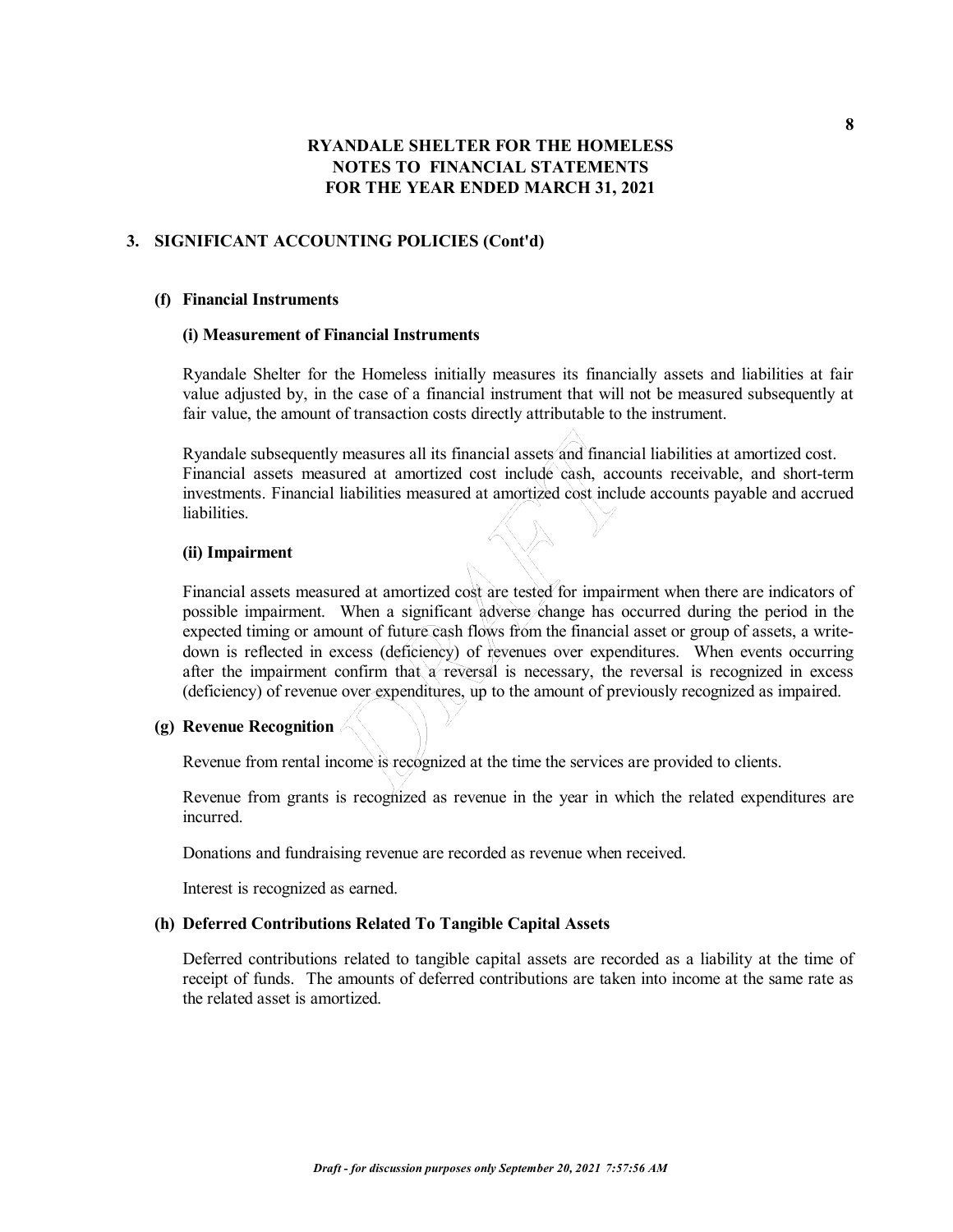# RYANDALE SHELTER FOR THE HOMELESS
## NOTES TO FINANCIAL STATEMENTS
## FOR THE YEAR ENDED MARCH 31, 2021

## 3. SIGNIFICANT ACCOUNTING POLICIES (Cont'd)

### (f) Financial Instruments

#### (i) Measurement of Financial Instruments

Ryandale Shelter for the Homeless initially measures its financially assets and liabilities at fair value adjusted by, in the case of a financial instrument that will not be measured subsequently at fair value, the amount of transaction costs directly attributable to the instrument.

Ryandale subsequently measures all its financial assets and financial liabilities at amortized cost. Financial assets measured at amortized cost include cash, accounts receivable, and short-term investments. Financial liabilities measured at amortized cost include accounts payable and accrued liabilities.

#### (ii) Impairment

Financial assets measured at amortized cost are tested for impairment when there are indicators of possible impairment. When a significant adverse change has occurred during the period in the expected timing or amount of future cash flows from the financial asset or group of assets, a write-down is reflected in excess (deficiency) of revenues over expenditures. When events occurring after the impairment confirm that a reversal is necessary, the reversal is recognized in excess (deficiency) of revenue over expenditures, up to the amount of previously recognized as impaired.

### (g) Revenue Recognition

Revenue from rental income is recognized at the time the services are provided to clients.

Revenue from grants is recognized as revenue in the year in which the related expenditures are incurred.

Donations and fundraising revenue are recorded as revenue when received.

Interest is recognized as earned.

### (h) Deferred Contributions Related To Tangible Capital Assets

Deferred contributions related to tangible capital assets are recorded as a liability at the time of receipt of funds. The amounts of deferred contributions are taken into income at the same rate as the related asset is amortized.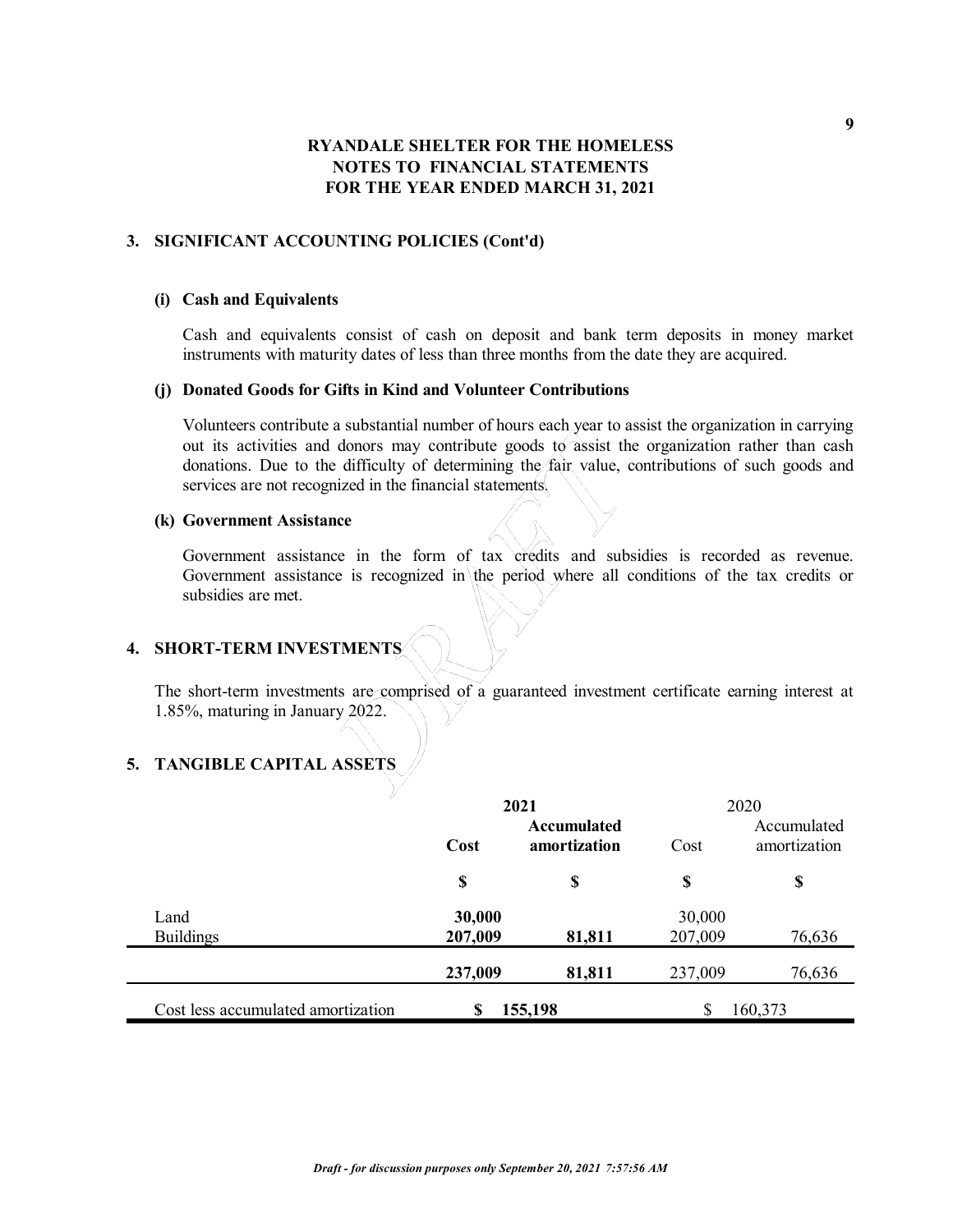# RYANDALE SHELTER FOR THE HOMELESS
## NOTES TO FINANCIAL STATEMENTS
## FOR THE YEAR ENDED MARCH 31, 2021

### 3. SIGNIFICANT ACCOUNTING POLICIES (Cont'd)

**(i) Cash and Equivalents**

Cash and equivalents consist of cash on deposit and bank term deposits in money market instruments with maturity dates of less than three months from the date they are acquired.

**(j) Donated Goods for Gifts in Kind and Volunteer Contributions**

Volunteers contribute a substantial number of hours each year to assist the organization in carrying out its activities and donors may contribute goods to assist the organization rather than cash donations. Due to the difficulty of determining the fair value, contributions of such goods and services are not recognized in the financial statements.

**(k) Government Assistance**

Government assistance in the form of tax credits and subsidies is recorded as revenue. Government assistance is recognized in the period where all conditions of the tax credits or subsidies are met.

### 4. SHORT-TERM INVESTMENTS

The short-term investments are comprised of a guaranteed investment certificate earning interest at 1.85%, maturing in January 2022.

### 5. TANGIBLE CAPITAL ASSETS

| | **2021** | | 2020 | |
|---|---|---|---|---|
| | **Cost** | **Accumulated amortization** | Cost | Accumulated amortization |
| | **$** | **$** | **$** | **$** |
| Land | **30,000** | | 30,000 | |
| Buildings | **207,009** | **81,811** | 207,009 | 76,636 |
| | **237,009** | **81,811** | 237,009 | 76,636 |
| Cost less accumulated amortization | **$ 155,198** | | $ 160,373 | |

*Draft - for discussion purposes only September 20, 2021 7:57:56 AM*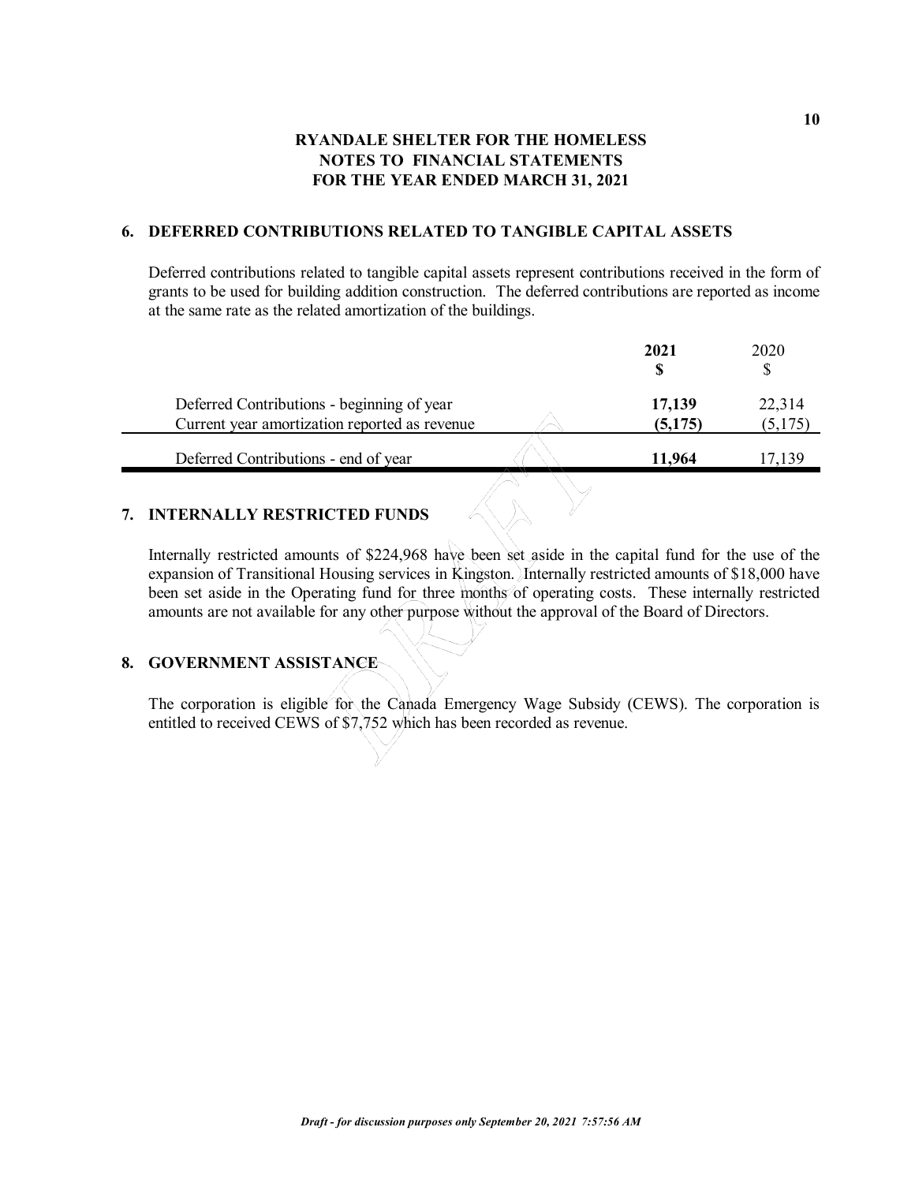# RYANDALE SHELTER FOR THE HOMELESS
## NOTES TO FINANCIAL STATEMENTS
## FOR THE YEAR ENDED MARCH 31, 2021

### 6. DEFERRED CONTRIBUTIONS RELATED TO TANGIBLE CAPITAL ASSETS

Deferred contributions related to tangible capital assets represent contributions received in the form of grants to be used for building addition construction. The deferred contributions are reported as income at the same rate as the related amortization of the buildings.

| | **2021** **$** | 2020 $ |
|---|---|---|
| Deferred Contributions - beginning of year | **17,139** | 22,314 |
| Current year amortization reported as revenue | **(5,175)** | (5,175) |
| Deferred Contributions - end of year | **11,964** | 17,139 |

### 7. INTERNALLY RESTRICTED FUNDS

Internally restricted amounts of $224,968 have been set aside in the capital fund for the use of the expansion of Transitional Housing services in Kingston. Internally restricted amounts of $18,000 have been set aside in the Operating fund for three months of operating costs. These internally restricted amounts are not available for any other purpose without the approval of the Board of Directors.

### 8. GOVERNMENT ASSISTANCE

The corporation is eligible for the Canada Emergency Wage Subsidy (CEWS). The corporation is entitled to received CEWS of $7,752 which has been recorded as revenue.

*Draft - for discussion purposes only September 20, 2021 7:57:56 AM*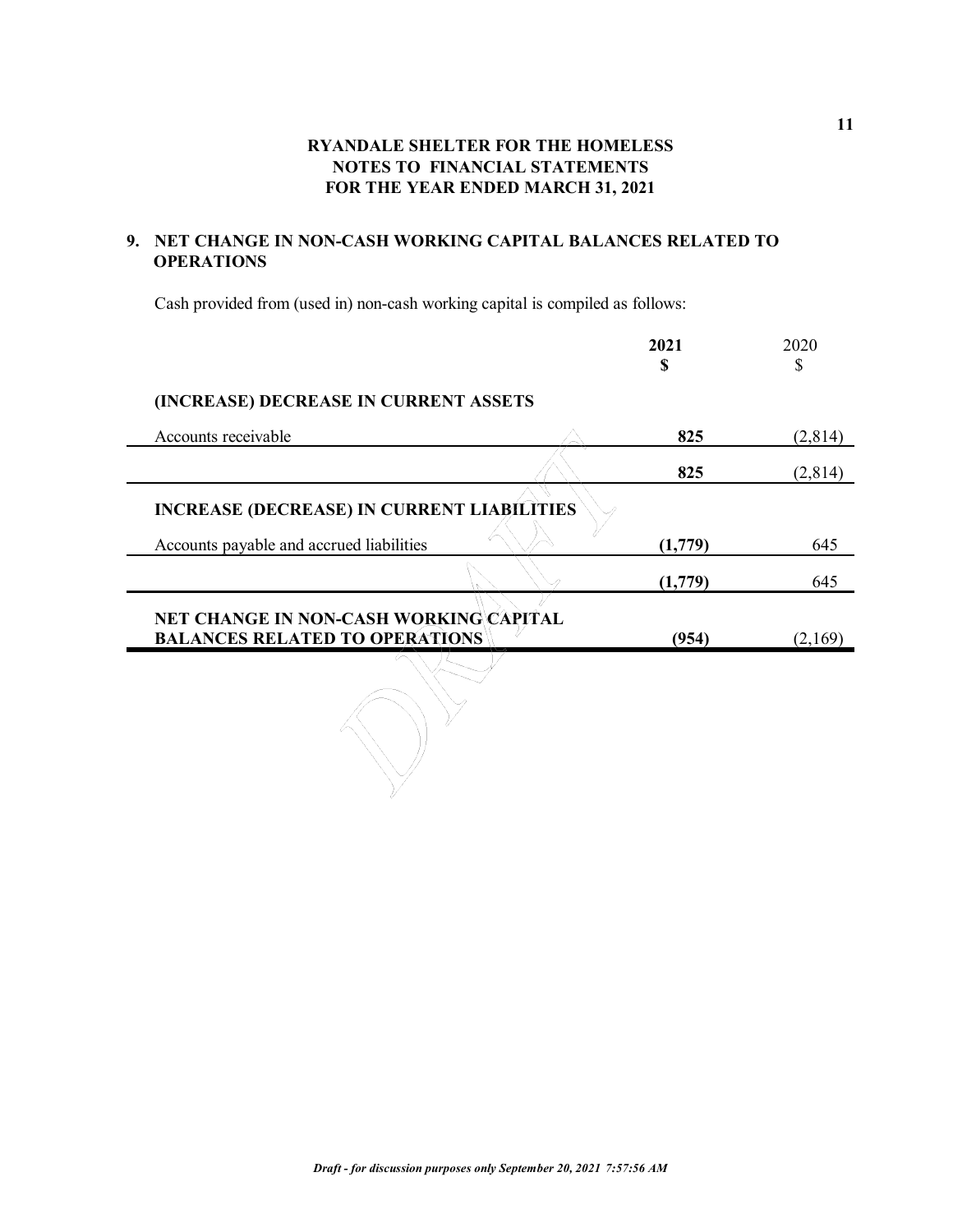**RYANDALE SHELTER FOR THE HOMELESS**
**NOTES TO FINANCIAL STATEMENTS**
**FOR THE YEAR ENDED MARCH 31, 2021**

## 9. NET CHANGE IN NON-CASH WORKING CAPITAL BALANCES RELATED TO OPERATIONS

Cash provided from (used in) non-cash working capital is compiled as follows:

| | **2021** **$** | 2020 $ |
|---|---|---|
| **(INCREASE) DECREASE IN CURRENT ASSETS** | | |
| Accounts receivable | **825** | (2,814) |
| | **825** | (2,814) |
| **INCREASE (DECREASE) IN CURRENT LIABILITIES** | | |
| Accounts payable and accrued liabilities | **(1,779)** | 645 |
| | **(1,779)** | 645 |
| **NET CHANGE IN NON-CASH WORKING CAPITAL BALANCES RELATED TO OPERATIONS** | **(954)** | (2,169) |

*Draft - for discussion purposes only September 20, 2021 7:57:56 AM*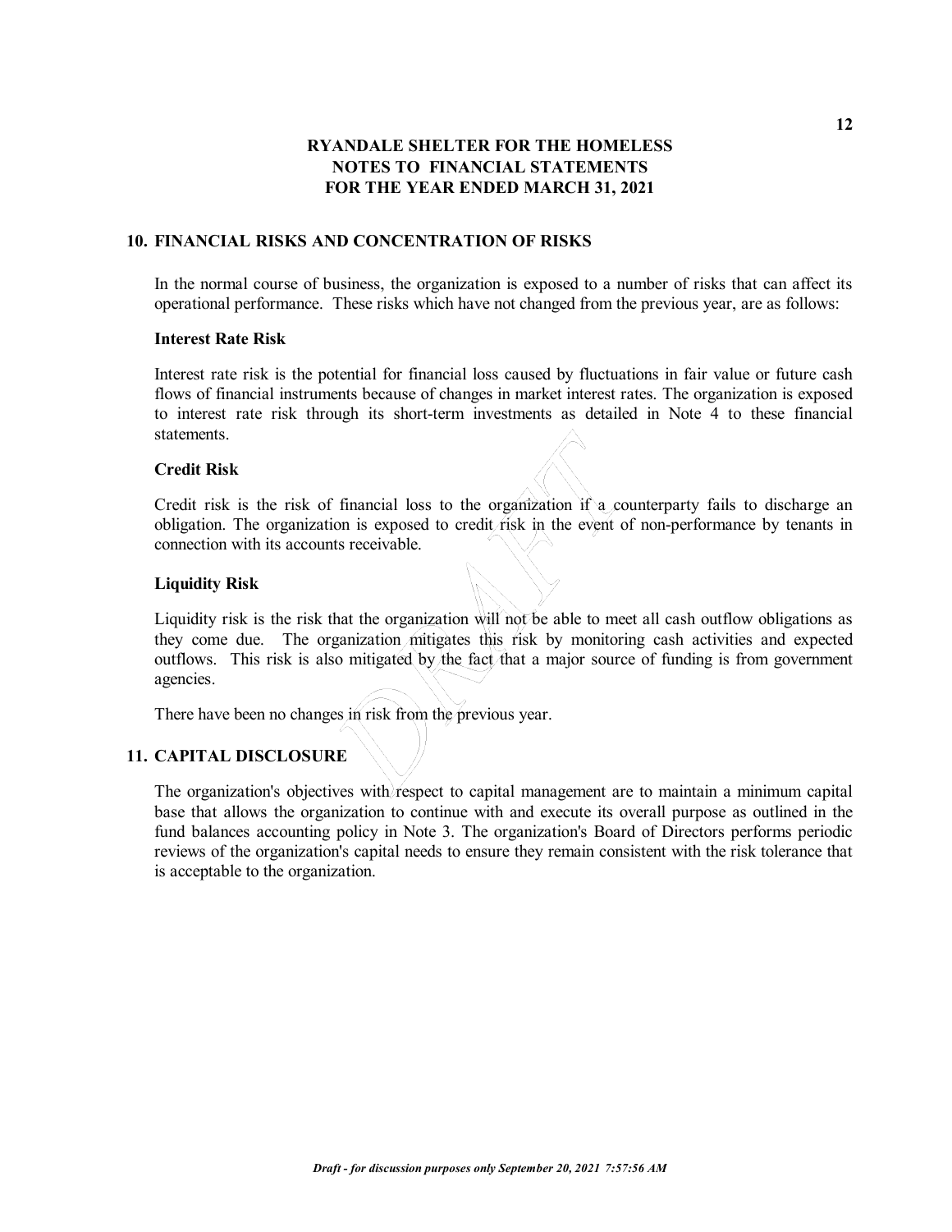# RYANDALE SHELTER FOR THE HOMELESS
## NOTES TO FINANCIAL STATEMENTS
## FOR THE YEAR ENDED MARCH 31, 2021

### 10. FINANCIAL RISKS AND CONCENTRATION OF RISKS

In the normal course of business, the organization is exposed to a number of risks that can affect its operational performance. These risks which have not changed from the previous year, are as follows:

**Interest Rate Risk**

Interest rate risk is the potential for financial loss caused by fluctuations in fair value or future cash flows of financial instruments because of changes in market interest rates. The organization is exposed to interest rate risk through its short-term investments as detailed in Note 4 to these financial statements.

**Credit Risk**

Credit risk is the risk of financial loss to the organization if a counterparty fails to discharge an obligation. The organization is exposed to credit risk in the event of non-performance by tenants in connection with its accounts receivable.

**Liquidity Risk**

Liquidity risk is the risk that the organization will not be able to meet all cash outflow obligations as they come due. The organization mitigates this risk by monitoring cash activities and expected outflows. This risk is also mitigated by the fact that a major source of funding is from government agencies.

There have been no changes in risk from the previous year.

### 11. CAPITAL DISCLOSURE

The organization's objectives with respect to capital management are to maintain a minimum capital base that allows the organization to continue with and execute its overall purpose as outlined in the fund balances accounting policy in Note 3. The organization's Board of Directors performs periodic reviews of the organization's capital needs to ensure they remain consistent with the risk tolerance that is acceptable to the organization.